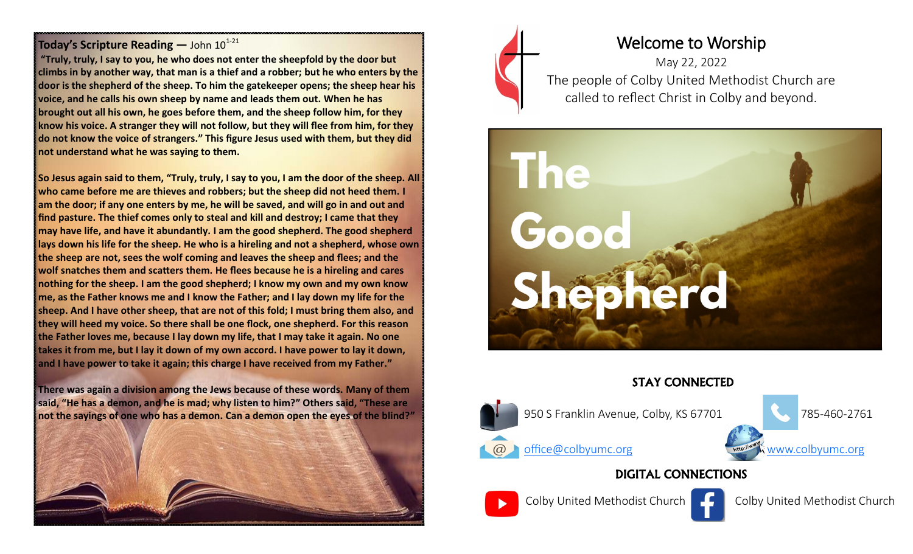**Today's Scripture Reading —** John 10[1-21]

**"Truly, truly, I say to you, he who does not enter the sheepfold by the door but climbs in by another way, that man is a thief and a robber; but he who enters by the door is the shepherd of the sheep. To him the gatekeeper opens; the sheep hear his voice, and he calls his own sheep by name and leads them out. When he has brought out all his own, he goes before them, and the sheep follow him, for they know his voice. A stranger they will not follow, but they will flee from him, for they do not know the voice of strangers." This figure Jesus used with them, but they did not understand what he was saying to them.**

**So Jesus again said to them, "Truly, truly, I say to you, I am the door of the sheep. All who came before me are thieves and robbers; but the sheep did not heed them. I am the door; if any one enters by me, he will be saved, and will go in and out and find pasture. The thief comes only to steal and kill and destroy; I came that they may have life, and have it abundantly. I am the good shepherd. The good shepherd lays down his life for the sheep. He who is a hireling and not a shepherd, whose own the sheep are not, sees the wolf coming and leaves the sheep and flees; and the wolf snatches them and scatters them. He flees because he is a hireling and cares nothing for the sheep. I am the good shepherd; I know my own and my own know me, as the Father knows me and I know the Father; and I lay down my life for the sheep. And I have other sheep, that are not of this fold; I must bring them also, and they will heed my voice. So there shall be one flock, one shepherd. For this reason the Father loves me, because I lay down my life, that I may take it again. No one takes it from me, but I lay it down of my own accord. I have power to lay it down, and I have power to take it again; this charge I have received from my Father."**

**There was again a division among the Jews because of these words. Many of them said, "He has a demon, and he is mad; why listen to him?" Others said, "These are not the sayings of one who has a demon. Can a demon open the eyes of the blind?"**

# Welcome to Worship

May 22, 2022

The people of Colby United Methodist Church are called to reflect Christ in Colby and beyond.

# The Good Shepherd

## STAY CONNECTED

950 S Franklin Avenue, Colby, KS 67701

785-460-2761

office@colbyumc.org

www.colbyumc.org

## DIGITAL CONNECTIONS

YouTube: Colby United Methodist Church

Facebook: Colby United Methodist Church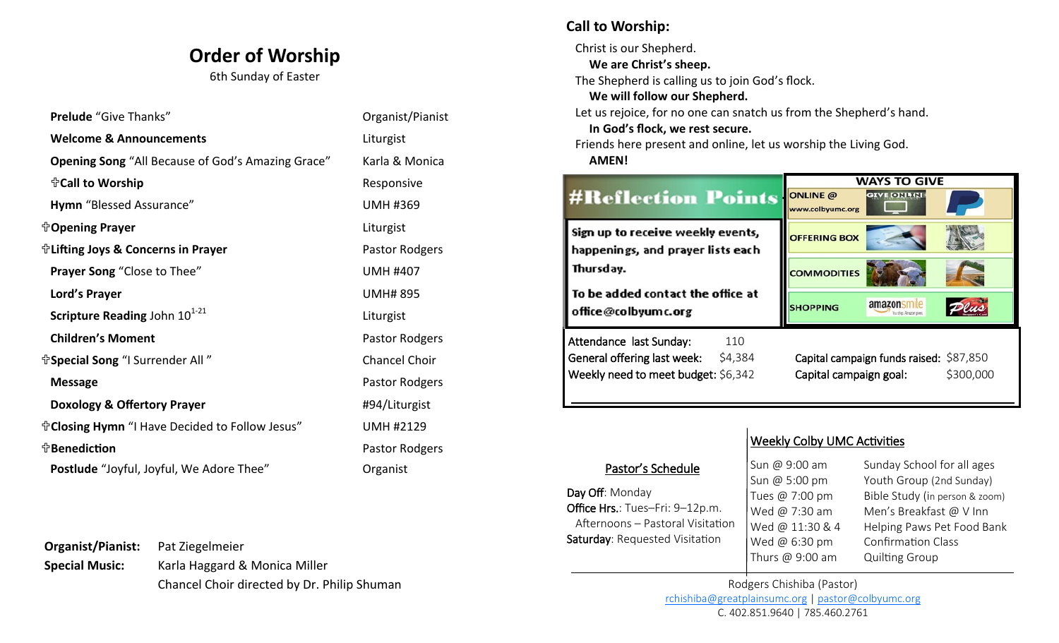# Order of Worship

6th Sunday of Easter

| | |
|---|---|
| **Prelude** "Give Thanks" | Organist/Pianist |
| **Welcome & Announcements** | Liturgist |
| **Opening Song** "All Because of God's Amazing Grace" | Karla & Monica |
| ✞**Call to Worship** | Responsive |
| **Hymn** "Blessed Assurance" | UMH #369 |
| ✞**Opening Prayer** | Liturgist |
| ✞**Lifting Joys & Concerns in Prayer** | Pastor Rodgers |
| **Prayer Song** "Close to Thee" | UMH #407 |
| **Lord's Prayer** | UMH# 895 |
| **Scripture Reading** John 10[1-21] | Liturgist |
| **Children's Moment** | Pastor Rodgers |
| ✞**Special Song** "I Surrender All " | Chancel Choir |
| **Message** | Pastor Rodgers |
| **Doxology & Offertory Prayer** | #94/Liturgist |
| ✞**Closing Hymn** "I Have Decided to Follow Jesus" | UMH #2129 |
| ✞**Benediction** | Pastor Rodgers |
| **Postlude** "Joyful, Joyful, We Adore Thee" | Organist |

**Organist/Pianist:** Pat Ziegelmeier
**Special Music:** Karla Haggard & Monica Miller
Chancel Choir directed by Dr. Philip Shuman

## Call to Worship:

Christ is our Shepherd.
**We are Christ's sheep.**
The Shepherd is calling us to join God's flock.
**We will follow our Shepherd.**
Let us rejoice, for no one can snatch us from the Shepherd's hand.
**In God's flock, we rest secure.**
Friends here present and online, let us worship the Living God.
**AMEN!**

## #Reflection Points

**Sign up to receive weekly events, happenings, and prayer lists each Thursday.**

**To be added contact the office at office@colbyumc.org**

## WAYS TO GIVE

- ONLINE @ www.colbyumc.org
- OFFERING BOX
- COMMODITIES
- SHOPPING

| | | | |
|---|---|---|---|
| Attendance last Sunday: | 110 | Capital campaign funds raised: | $87,850 |
| General offering last week: | $4,384 | Capital campaign goal: | $300,000 |
| Weekly need to meet budget: | $6,342 | | |

## Pastor's Schedule

**Day Off**: Monday
**Office Hrs.**: Tues–Fri: 9–12p.m.
Afternoons – Pastoral Visitation
**Saturday**: Requested Visitation

## Weekly Colby UMC Activities

| | |
|---|---|
| Sun @ 9:00 am | Sunday School for all ages |
| Sun @ 5:00 pm | Youth Group (2nd Sunday) |
| Tues @ 7:00 pm | Bible Study (in person & zoom) |
| Wed @ 7:30 am | Men's Breakfast @ V Inn |
| Wed @ 11:30 & 4 | Helping Paws Pet Food Bank |
| Wed @ 6:30 pm | Confirmation Class |
| Thurs @ 9:00 am | Quilting Group |

Rodgers Chishiba (Pastor)
rchishiba@greatplainsumc.org | pastor@colbyumc.org
C. 402.851.9640 | 785.460.2761